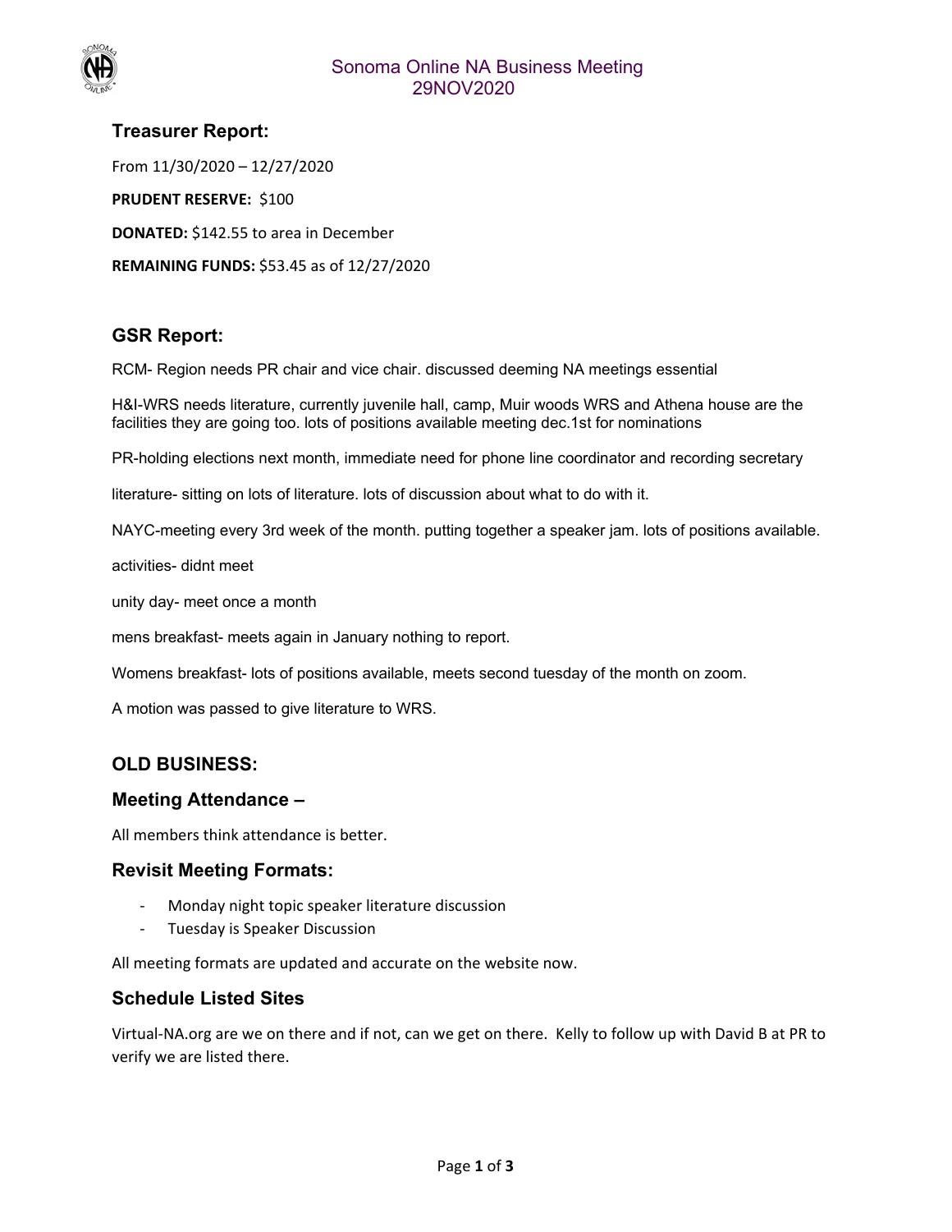# Sonoma Online NA Business Meeting
# 29NOV2020

## Treasurer Report:

From 11/30/2020 – 12/27/2020

**PRUDENT RESERVE:** $100

**DONATED:** $142.55 to area in December

**REMAINING FUNDS:** $53.45 as of 12/27/2020

## GSR Report:

RCM- Region needs PR chair and vice chair. discussed deeming NA meetings essential

H&I-WRS needs literature, currently juvenile hall, camp, Muir woods WRS and Athena house are the facilities they are going too. lots of positions available meeting dec.1st for nominations

PR-holding elections next month, immediate need for phone line coordinator and recording secretary

literature- sitting on lots of literature. lots of discussion about what to do with it.

NAYC-meeting every 3rd week of the month. putting together a speaker jam. lots of positions available.

activities- didnt meet

unity day- meet once a month

mens breakfast- meets again in January nothing to report.

Womens breakfast- lots of positions available, meets second tuesday of the month on zoom.

A motion was passed to give literature to WRS.

## OLD BUSINESS:

### Meeting Attendance –

All members think attendance is better.

### Revisit Meeting Formats:

- Monday night topic speaker literature discussion
- Tuesday is Speaker Discussion

All meeting formats are updated and accurate on the website now.

### Schedule Listed Sites

Virtual-NA.org are we on there and if not, can we get on there. Kelly to follow up with David B at PR to verify we are listed there.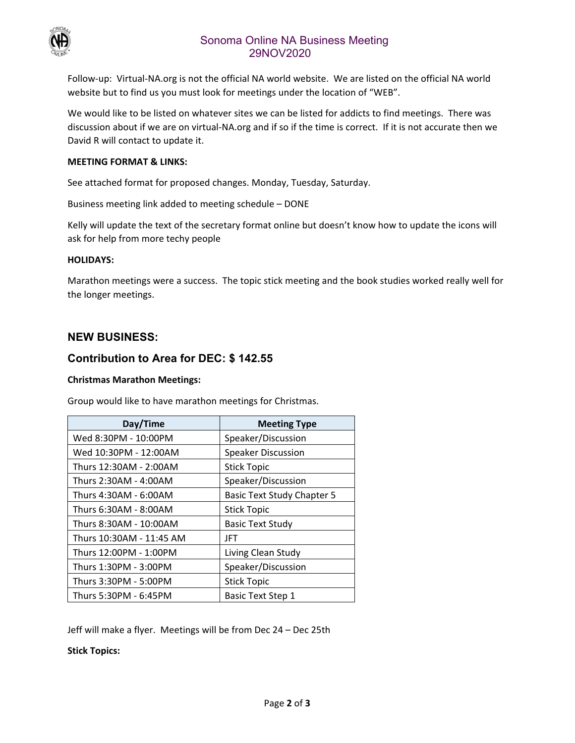Follow-up: Virtual-NA.org is not the official NA world website. We are listed on the official NA world website but to find us you must look for meetings under the location of "WEB".

We would like to be listed on whatever sites we can be listed for addicts to find meetings. There was discussion about if we are on virtual-NA.org and if so if the time is correct. If it is not accurate then we David R will contact to update it.

**MEETING FORMAT & LINKS:**

See attached format for proposed changes. Monday, Tuesday, Saturday.

Business meeting link added to meeting schedule – DONE

Kelly will update the text of the secretary format online but doesn't know how to update the icons will ask for help from more techy people

**HOLIDAYS:**

Marathon meetings were a success. The topic stick meeting and the book studies worked really well for the longer meetings.

## NEW BUSINESS:

## Contribution to Area for DEC: $ 142.55

**Christmas Marathon Meetings:**

Group would like to have marathon meetings for Christmas.

| Day/Time | Meeting Type |
| --- | --- |
| Wed 8:30PM - 10:00PM | Speaker/Discussion |
| Wed 10:30PM - 12:00AM | Speaker Discussion |
| Thurs 12:30AM - 2:00AM | Stick Topic |
| Thurs 2:30AM - 4:00AM | Speaker/Discussion |
| Thurs 4:30AM - 6:00AM | Basic Text Study Chapter 5 |
| Thurs 6:30AM - 8:00AM | Stick Topic |
| Thurs 8:30AM - 10:00AM | Basic Text Study |
| Thurs 10:30AM - 11:45 AM | JFT |
| Thurs 12:00PM - 1:00PM | Living Clean Study |
| Thurs 1:30PM - 3:00PM | Speaker/Discussion |
| Thurs 3:30PM - 5:00PM | Stick Topic |
| Thurs 5:30PM - 6:45PM | Basic Text Step 1 |

Jeff will make a flyer. Meetings will be from Dec 24 – Dec 25th

**Stick Topics:**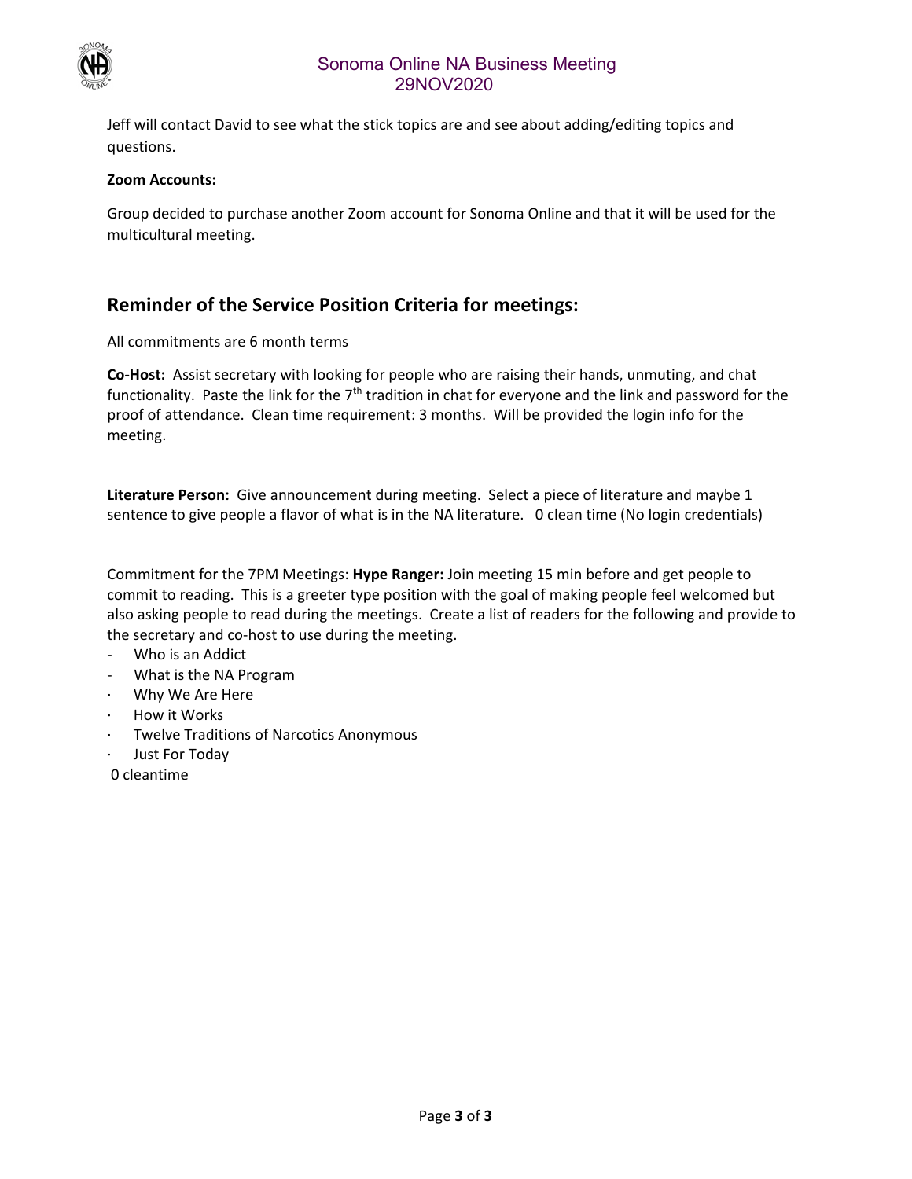Jeff will contact David to see what the stick topics are and see about adding/editing topics and questions.

**Zoom Accounts:**

Group decided to purchase another Zoom account for Sonoma Online and that it will be used for the multicultural meeting.

## Reminder of the Service Position Criteria for meetings:

All commitments are 6 month terms

**Co-Host:** Assist secretary with looking for people who are raising their hands, unmuting, and chat functionality. Paste the link for the 7th tradition in chat for everyone and the link and password for the proof of attendance. Clean time requirement: 3 months. Will be provided the login info for the meeting.

**Literature Person:** Give announcement during meeting. Select a piece of literature and maybe 1 sentence to give people a flavor of what is in the NA literature. 0 clean time (No login credentials)

Commitment for the 7PM Meetings: **Hype Ranger:** Join meeting 15 min before and get people to commit to reading. This is a greeter type position with the goal of making people feel welcomed but also asking people to read during the meetings. Create a list of readers for the following and provide to the secretary and co-host to use during the meeting.

- Who is an Addict
- What is the NA Program
- Why We Are Here
- How it Works
- Twelve Traditions of Narcotics Anonymous
- Just For Today

0 cleantime